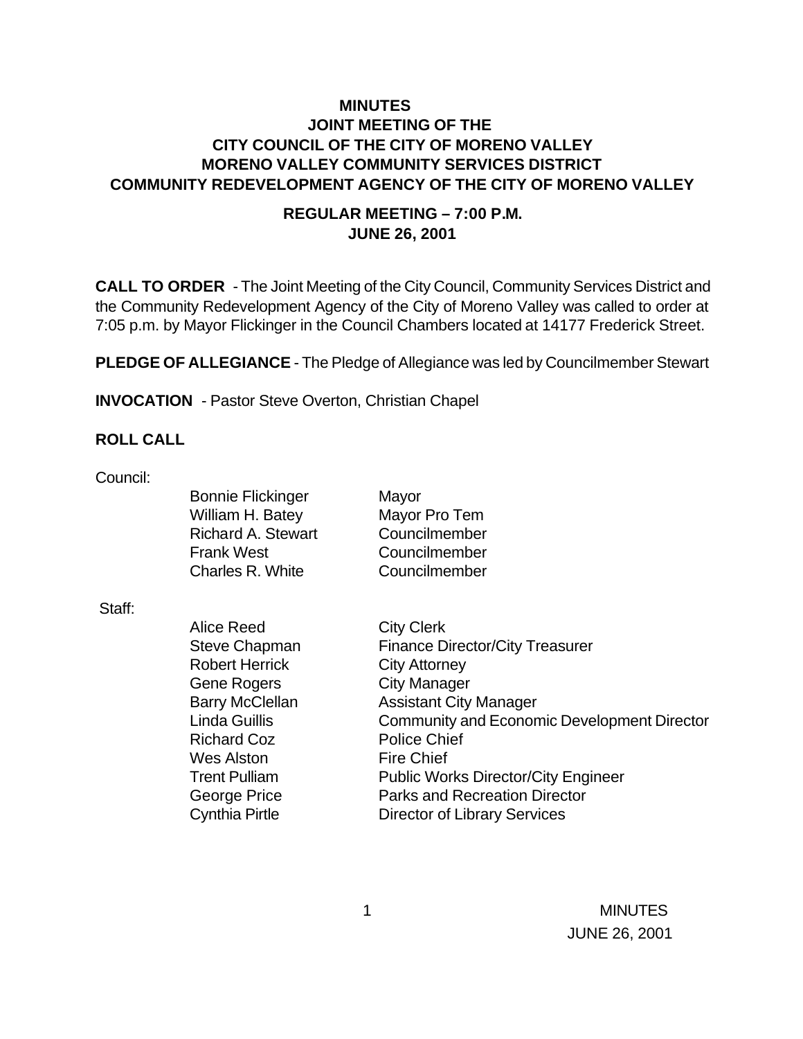# MINUTES

## JOINT MEETING OF THE
## CITY COUNCIL OF THE CITY OF MORENO VALLEY
## MORENO VALLEY COMMUNITY SERVICES DISTRICT
## COMMUNITY REDEVELOPMENT AGENCY OF THE CITY OF MORENO VALLEY

### REGULAR MEETING – 7:00 P.M.
### JUNE 26, 2001

**CALL TO ORDER** - The Joint Meeting of the City Council, Community Services District and the Community Redevelopment Agency of the City of Moreno Valley was called to order at 7:05 p.m. by Mayor Flickinger in the Council Chambers located at 14177 Frederick Street.

**PLEDGE OF ALLEGIANCE** - The Pledge of Allegiance was led by Councilmember Stewart

**INVOCATION** - Pastor Steve Overton, Christian Chapel

**ROLL CALL**

Council:

| | |
|---|---|
| Bonnie Flickinger | Mayor |
| William H. Batey | Mayor Pro Tem |
| Richard A. Stewart | Councilmember |
| Frank West | Councilmember |
| Charles R. White | Councilmember |

Staff:

| | |
|---|---|
| Alice Reed | City Clerk |
| Steve Chapman | Finance Director/City Treasurer |
| Robert Herrick | City Attorney |
| Gene Rogers | City Manager |
| Barry McClellan | Assistant City Manager |
| Linda Guillis | Community and Economic Development Director |
| Richard Coz | Police Chief |
| Wes Alston | Fire Chief |
| Trent Pulliam | Public Works Director/City Engineer |
| George Price | Parks and Recreation Director |
| Cynthia Pirtle | Director of Library Services |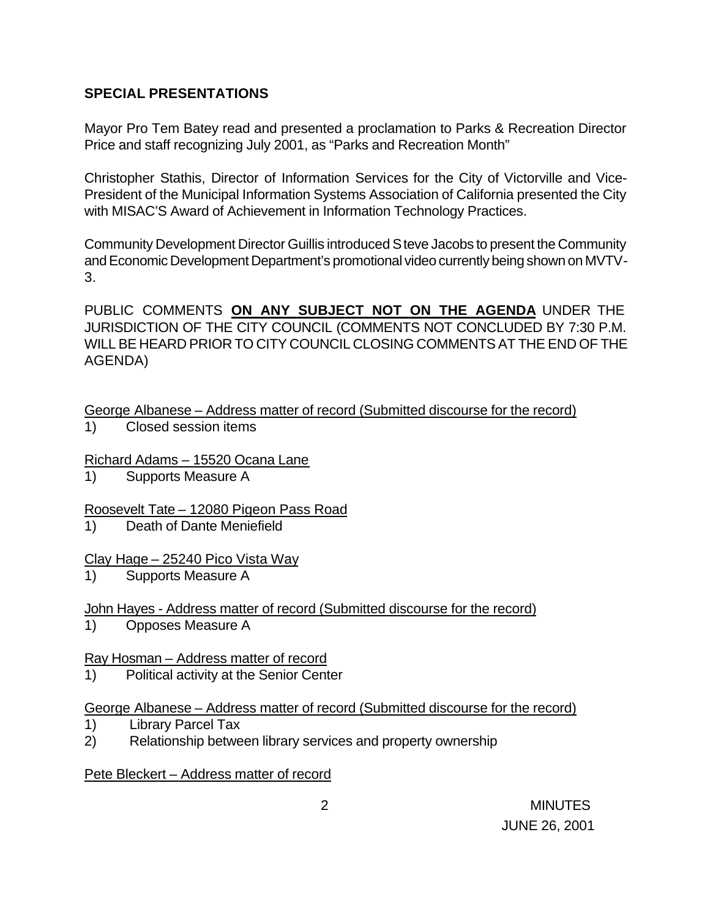## SPECIAL PRESENTATIONS

Mayor Pro Tem Batey read and presented a proclamation to Parks & Recreation Director Price and staff recognizing July 2001, as "Parks and Recreation Month"

Christopher Stathis, Director of Information Services for the City of Victorville and Vice-President of the Municipal Information Systems Association of California presented the City with MISAC'S Award of Achievement in Information Technology Practices.

Community Development Director Guillis introduced Steve Jacobs to present the Community and Economic Development Department's promotional video currently being shown on MVTV-3.

PUBLIC COMMENTS **ON ANY SUBJECT NOT ON THE AGENDA** UNDER THE JURISDICTION OF THE CITY COUNCIL (COMMENTS NOT CONCLUDED BY 7:30 P.M. WILL BE HEARD PRIOR TO CITY COUNCIL CLOSING COMMENTS AT THE END OF THE AGENDA)

George Albanese – Address matter of record (Submitted discourse for the record)
1) Closed session items

Richard Adams – 15520 Ocana Lane
1) Supports Measure A

Roosevelt Tate – 12080 Pigeon Pass Road
1) Death of Dante Meniefield

Clay Hage – 25240 Pico Vista Way
1) Supports Measure A

John Hayes - Address matter of record (Submitted discourse for the record)
1) Opposes Measure A

Ray Hosman – Address matter of record
1) Political activity at the Senior Center

George Albanese – Address matter of record (Submitted discourse for the record)
1) Library Parcel Tax
2) Relationship between library services and property ownership

Pete Bleckert – Address matter of record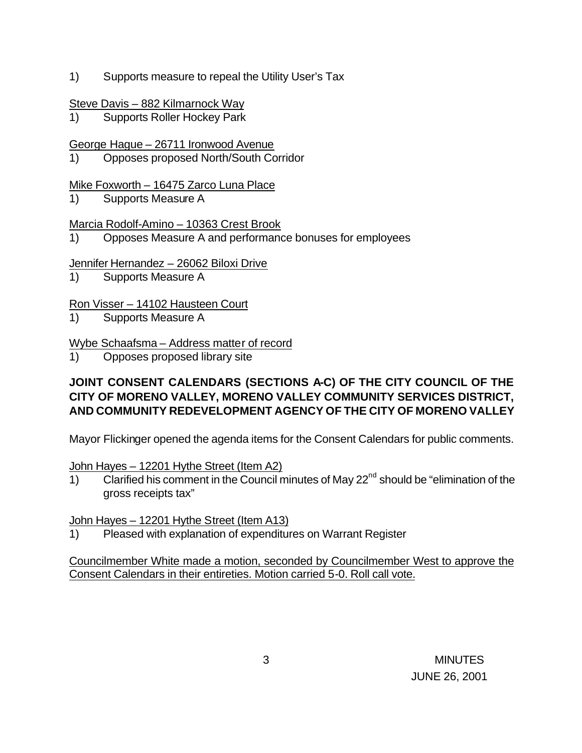1) Supports measure to repeal the Utility User's Tax

<u>Steve Davis – 882 Kilmarnock Way</u>

1) Supports Roller Hockey Park

<u>George Hague – 26711 Ironwood Avenue</u>

1) Opposes proposed North/South Corridor

<u>Mike Foxworth – 16475 Zarco Luna Place</u>

1) Supports Measure A

<u>Marcia Rodolf-Amino – 10363 Crest Brook</u>

1) Opposes Measure A and performance bonuses for employees

<u>Jennifer Hernandez – 26062 Biloxi Drive</u>

1) Supports Measure A

<u>Ron Visser – 14102 Hausteen Court</u>

1) Supports Measure A

<u>Wybe Schaafsma – Address matter of record</u>

1) Opposes proposed library site

**JOINT CONSENT CALENDARS (SECTIONS A-C) OF THE CITY COUNCIL OF THE CITY OF MORENO VALLEY, MORENO VALLEY COMMUNITY SERVICES DISTRICT, AND COMMUNITY REDEVELOPMENT AGENCY OF THE CITY OF MORENO VALLEY**

Mayor Flickinger opened the agenda items for the Consent Calendars for public comments.

<u>John Hayes – 12201 Hythe Street (Item A2)</u>

1) Clarified his comment in the Council minutes of May 22nd should be "elimination of the gross receipts tax"

<u>John Hayes – 12201 Hythe Street (Item A13)</u>

1) Pleased with explanation of expenditures on Warrant Register

<u>Councilmember White made a motion, seconded by Councilmember West to approve the Consent Calendars in their entireties. Motion carried 5-0. Roll call vote.</u>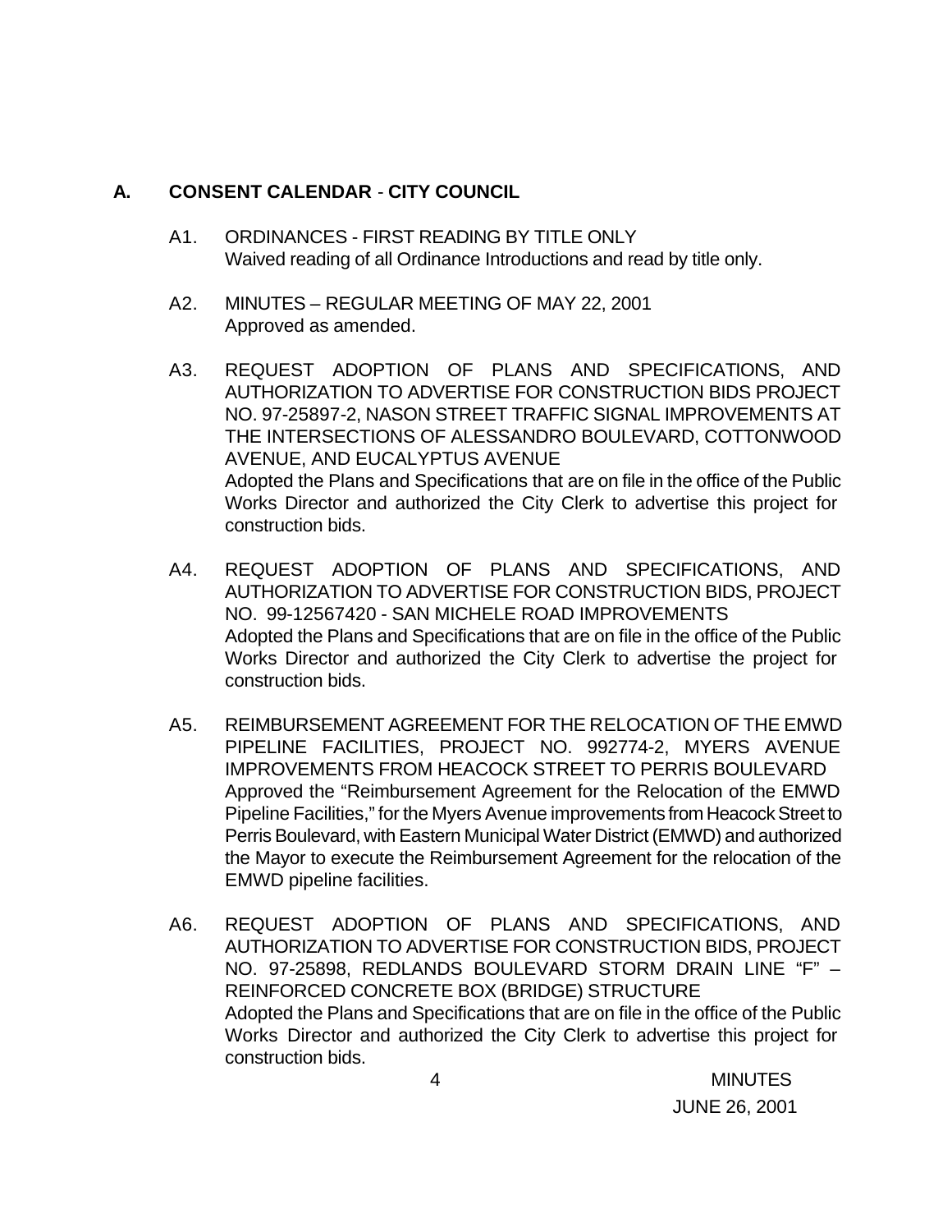## A. CONSENT CALENDAR - CITY COUNCIL

A1. ORDINANCES - FIRST READING BY TITLE ONLY
Waived reading of all Ordinance Introductions and read by title only.

A2. MINUTES – REGULAR MEETING OF MAY 22, 2001
Approved as amended.

A3. REQUEST ADOPTION OF PLANS AND SPECIFICATIONS, AND AUTHORIZATION TO ADVERTISE FOR CONSTRUCTION BIDS PROJECT NO. 97-25897-2, NASON STREET TRAFFIC SIGNAL IMPROVEMENTS AT THE INTERSECTIONS OF ALESSANDRO BOULEVARD, COTTONWOOD AVENUE, AND EUCALYPTUS AVENUE
Adopted the Plans and Specifications that are on file in the office of the Public Works Director and authorized the City Clerk to advertise this project for construction bids.

A4. REQUEST ADOPTION OF PLANS AND SPECIFICATIONS, AND AUTHORIZATION TO ADVERTISE FOR CONSTRUCTION BIDS, PROJECT NO. 99-12567420 - SAN MICHELE ROAD IMPROVEMENTS
Adopted the Plans and Specifications that are on file in the office of the Public Works Director and authorized the City Clerk to advertise the project for construction bids.

A5. REIMBURSEMENT AGREEMENT FOR THE RELOCATION OF THE EMWD PIPELINE FACILITIES, PROJECT NO. 992774-2, MYERS AVENUE IMPROVEMENTS FROM HEACOCK STREET TO PERRIS BOULEVARD
Approved the "Reimbursement Agreement for the Relocation of the EMWD Pipeline Facilities," for the Myers Avenue improvements from Heacock Street to Perris Boulevard, with Eastern Municipal Water District (EMWD) and authorized the Mayor to execute the Reimbursement Agreement for the relocation of the EMWD pipeline facilities.

A6. REQUEST ADOPTION OF PLANS AND SPECIFICATIONS, AND AUTHORIZATION TO ADVERTISE FOR CONSTRUCTION BIDS, PROJECT NO. 97-25898, REDLANDS BOULEVARD STORM DRAIN LINE "F" – REINFORCED CONCRETE BOX (BRIDGE) STRUCTURE
Adopted the Plans and Specifications that are on file in the office of the Public Works Director and authorized the City Clerk to advertise this project for construction bids.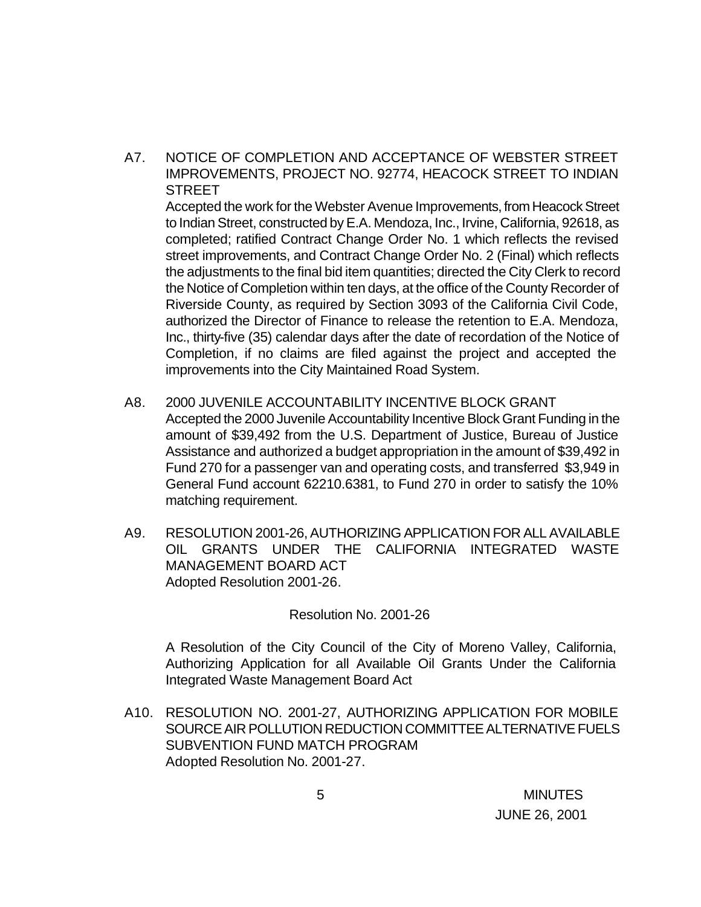A7. NOTICE OF COMPLETION AND ACCEPTANCE OF WEBSTER STREET IMPROVEMENTS, PROJECT NO. 92774, HEACOCK STREET TO INDIAN STREET

Accepted the work for the Webster Avenue Improvements, from Heacock Street to Indian Street, constructed by E.A. Mendoza, Inc., Irvine, California, 92618, as completed; ratified Contract Change Order No. 1 which reflects the revised street improvements, and Contract Change Order No. 2 (Final) which reflects the adjustments to the final bid item quantities; directed the City Clerk to record the Notice of Completion within ten days, at the office of the County Recorder of Riverside County, as required by Section 3093 of the California Civil Code, authorized the Director of Finance to release the retention to E.A. Mendoza, Inc., thirty-five (35) calendar days after the date of recordation of the Notice of Completion, if no claims are filed against the project and accepted the improvements into the City Maintained Road System.

A8. 2000 JUVENILE ACCOUNTABILITY INCENTIVE BLOCK GRANT

Accepted the 2000 Juvenile Accountability Incentive Block Grant Funding in the amount of $39,492 from the U.S. Department of Justice, Bureau of Justice Assistance and authorized a budget appropriation in the amount of $39,492 in Fund 270 for a passenger van and operating costs, and transferred $3,949 in General Fund account 62210.6381, to Fund 270 in order to satisfy the 10% matching requirement.

A9. RESOLUTION 2001-26, AUTHORIZING APPLICATION FOR ALL AVAILABLE OIL GRANTS UNDER THE CALIFORNIA INTEGRATED WASTE MANAGEMENT BOARD ACT

Adopted Resolution 2001-26.

Resolution No. 2001-26

A Resolution of the City Council of the City of Moreno Valley, California, Authorizing Application for all Available Oil Grants Under the California Integrated Waste Management Board Act

A10. RESOLUTION NO. 2001-27, AUTHORIZING APPLICATION FOR MOBILE SOURCE AIR POLLUTION REDUCTION COMMITTEE ALTERNATIVE FUELS SUBVENTION FUND MATCH PROGRAM

Adopted Resolution No. 2001-27.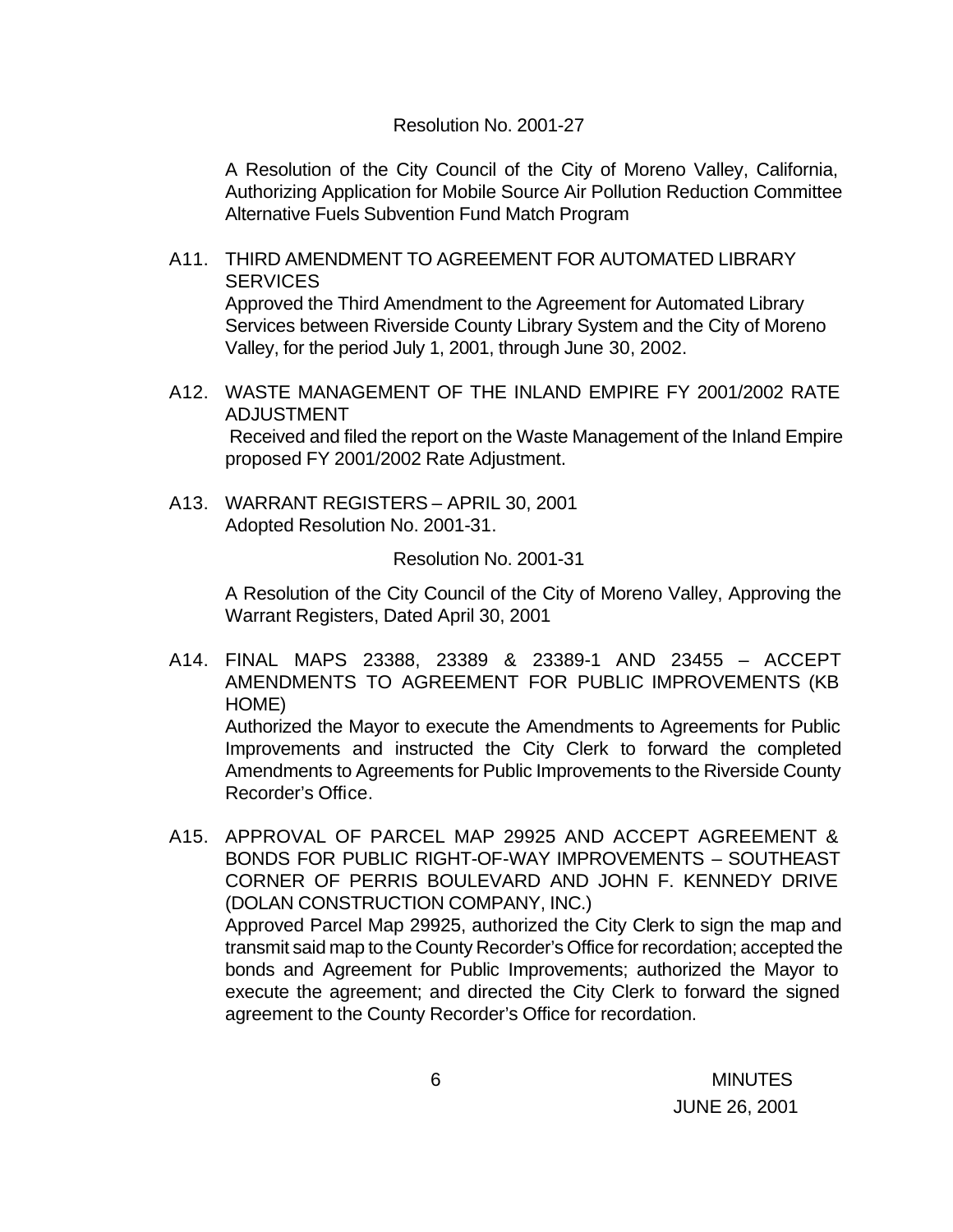Resolution No. 2001-27

A Resolution of the City Council of the City of Moreno Valley, California, Authorizing Application for Mobile Source Air Pollution Reduction Committee Alternative Fuels Subvention Fund Match Program

A11. THIRD AMENDMENT TO AGREEMENT FOR AUTOMATED LIBRARY SERVICES
Approved the Third Amendment to the Agreement for Automated Library Services between Riverside County Library System and the City of Moreno Valley, for the period July 1, 2001, through June 30, 2002.

A12. WASTE MANAGEMENT OF THE INLAND EMPIRE FY 2001/2002 RATE ADJUSTMENT
Received and filed the report on the Waste Management of the Inland Empire proposed FY 2001/2002 Rate Adjustment.

A13. WARRANT REGISTERS – APRIL 30, 2001
Adopted Resolution No. 2001-31.

Resolution No. 2001-31

A Resolution of the City Council of the City of Moreno Valley, Approving the Warrant Registers, Dated April 30, 2001

A14. FINAL MAPS 23388, 23389 & 23389-1 AND 23455 – ACCEPT AMENDMENTS TO AGREEMENT FOR PUBLIC IMPROVEMENTS (KB HOME)
Authorized the Mayor to execute the Amendments to Agreements for Public Improvements and instructed the City Clerk to forward the completed Amendments to Agreements for Public Improvements to the Riverside County Recorder's Office.

A15. APPROVAL OF PARCEL MAP 29925 AND ACCEPT AGREEMENT & BONDS FOR PUBLIC RIGHT-OF-WAY IMPROVEMENTS – SOUTHEAST CORNER OF PERRIS BOULEVARD AND JOHN F. KENNEDY DRIVE (DOLAN CONSTRUCTION COMPANY, INC.)
Approved Parcel Map 29925, authorized the City Clerk to sign the map and transmit said map to the County Recorder's Office for recordation; accepted the bonds and Agreement for Public Improvements; authorized the Mayor to execute the agreement; and directed the City Clerk to forward the signed agreement to the County Recorder's Office for recordation.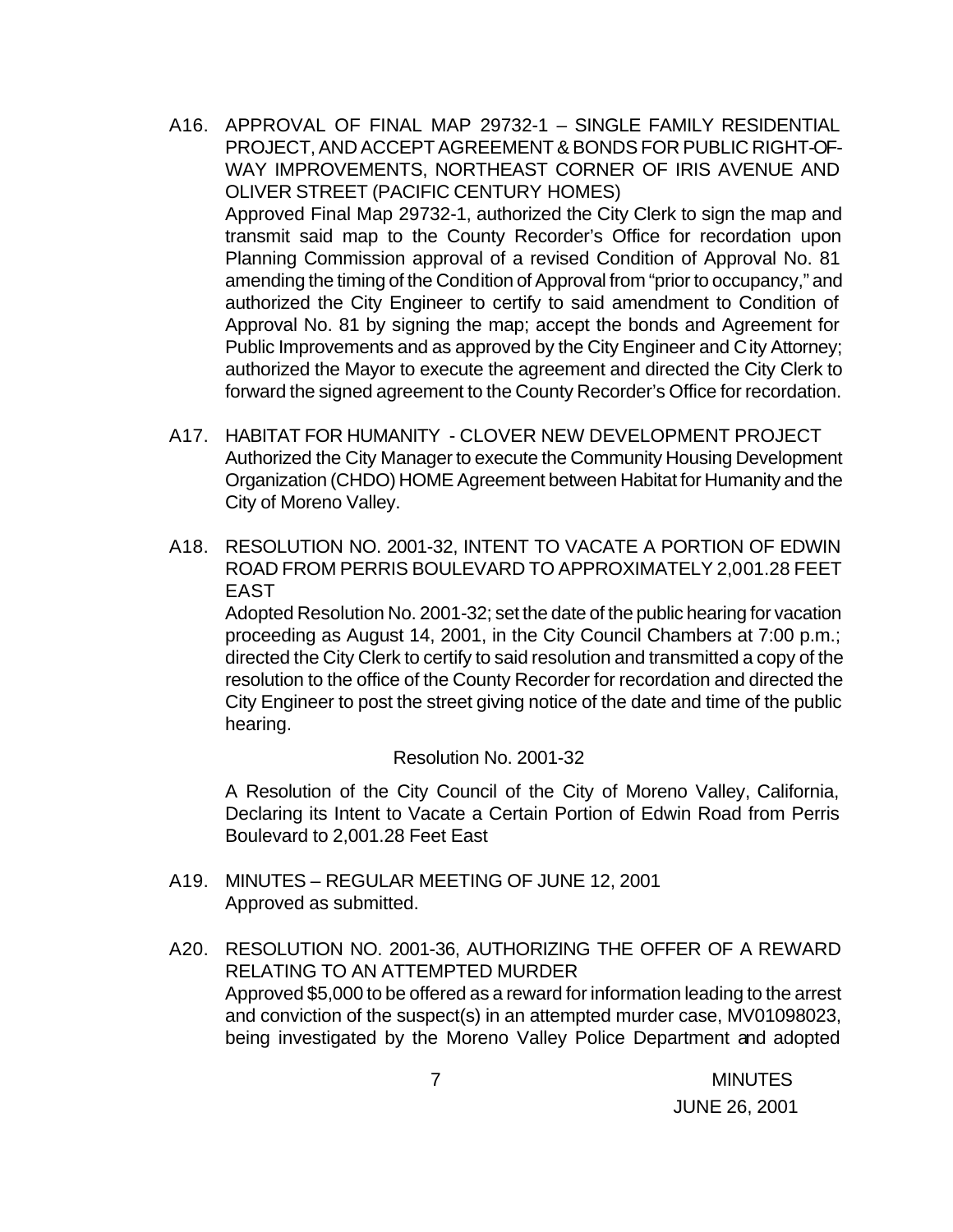A16. APPROVAL OF FINAL MAP 29732-1 – SINGLE FAMILY RESIDENTIAL PROJECT, AND ACCEPT AGREEMENT & BONDS FOR PUBLIC RIGHT-OF-WAY IMPROVEMENTS, NORTHEAST CORNER OF IRIS AVENUE AND OLIVER STREET (PACIFIC CENTURY HOMES)

Approved Final Map 29732-1, authorized the City Clerk to sign the map and transmit said map to the County Recorder's Office for recordation upon Planning Commission approval of a revised Condition of Approval No. 81 amending the timing of the Condition of Approval from "prior to occupancy," and authorized the City Engineer to certify to said amendment to Condition of Approval No. 81 by signing the map; accept the bonds and Agreement for Public Improvements and as approved by the City Engineer and City Attorney; authorized the Mayor to execute the agreement and directed the City Clerk to forward the signed agreement to the County Recorder's Office for recordation.

A17. HABITAT FOR HUMANITY - CLOVER NEW DEVELOPMENT PROJECT

Authorized the City Manager to execute the Community Housing Development Organization (CHDO) HOME Agreement between Habitat for Humanity and the City of Moreno Valley.

A18. RESOLUTION NO. 2001-32, INTENT TO VACATE A PORTION OF EDWIN ROAD FROM PERRIS BOULEVARD TO APPROXIMATELY 2,001.28 FEET EAST

Adopted Resolution No. 2001-32; set the date of the public hearing for vacation proceeding as August 14, 2001, in the City Council Chambers at 7:00 p.m.; directed the City Clerk to certify to said resolution and transmitted a copy of the resolution to the office of the County Recorder for recordation and directed the City Engineer to post the street giving notice of the date and time of the public hearing.

Resolution No. 2001-32

A Resolution of the City Council of the City of Moreno Valley, California, Declaring its Intent to Vacate a Certain Portion of Edwin Road from Perris Boulevard to 2,001.28 Feet East

A19. MINUTES – REGULAR MEETING OF JUNE 12, 2001

Approved as submitted.

A20. RESOLUTION NO. 2001-36, AUTHORIZING THE OFFER OF A REWARD RELATING TO AN ATTEMPTED MURDER

Approved $5,000 to be offered as a reward for information leading to the arrest and conviction of the suspect(s) in an attempted murder case, MV01098023, being investigated by the Moreno Valley Police Department and adopted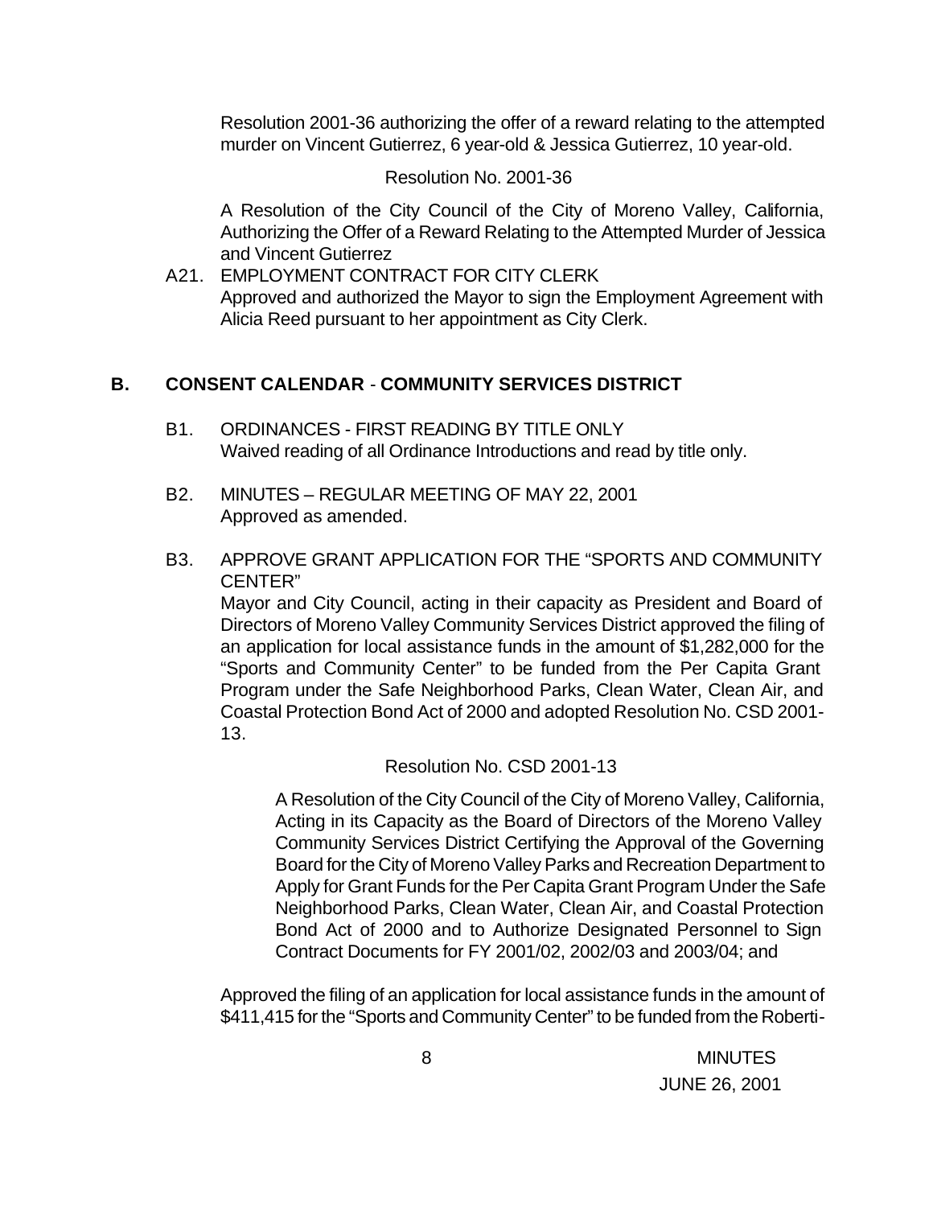Resolution 2001-36 authorizing the offer of a reward relating to the attempted murder on Vincent Gutierrez, 6 year-old & Jessica Gutierrez, 10 year-old.

Resolution No. 2001-36

A Resolution of the City Council of the City of Moreno Valley, California, Authorizing the Offer of a Reward Relating to the Attempted Murder of Jessica and Vincent Gutierrez

A21. EMPLOYMENT CONTRACT FOR CITY CLERK
Approved and authorized the Mayor to sign the Employment Agreement with Alicia Reed pursuant to her appointment as City Clerk.

## B. CONSENT CALENDAR - COMMUNITY SERVICES DISTRICT

B1. ORDINANCES - FIRST READING BY TITLE ONLY
Waived reading of all Ordinance Introductions and read by title only.

B2. MINUTES – REGULAR MEETING OF MAY 22, 2001
Approved as amended.

B3. APPROVE GRANT APPLICATION FOR THE "SPORTS AND COMMUNITY CENTER"
Mayor and City Council, acting in their capacity as President and Board of Directors of Moreno Valley Community Services District approved the filing of an application for local assistance funds in the amount of $1,282,000 for the "Sports and Community Center" to be funded from the Per Capita Grant Program under the Safe Neighborhood Parks, Clean Water, Clean Air, and Coastal Protection Bond Act of 2000 and adopted Resolution No. CSD 2001-13.

Resolution No. CSD 2001-13

A Resolution of the City Council of the City of Moreno Valley, California, Acting in its Capacity as the Board of Directors of the Moreno Valley Community Services District Certifying the Approval of the Governing Board for the City of Moreno Valley Parks and Recreation Department to Apply for Grant Funds for the Per Capita Grant Program Under the Safe Neighborhood Parks, Clean Water, Clean Air, and Coastal Protection Bond Act of 2000 and to Authorize Designated Personnel to Sign Contract Documents for FY 2001/02, 2002/03 and 2003/04; and

Approved the filing of an application for local assistance funds in the amount of $411,415 for the "Sports and Community Center" to be funded from the Roberti-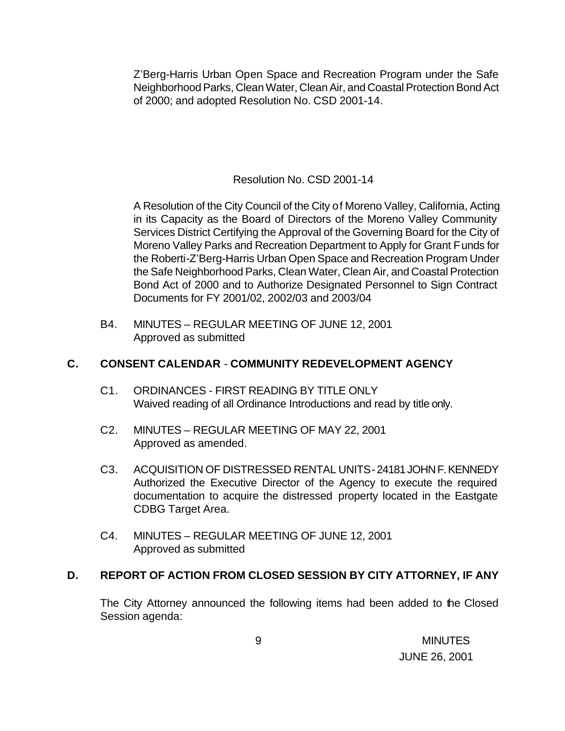Z'Berg-Harris Urban Open Space and Recreation Program under the Safe Neighborhood Parks, Clean Water, Clean Air, and Coastal Protection Bond Act of 2000; and adopted Resolution No. CSD 2001-14.

Resolution No. CSD 2001-14

A Resolution of the City Council of the City of Moreno Valley, California, Acting in its Capacity as the Board of Directors of the Moreno Valley Community Services District Certifying the Approval of the Governing Board for the City of Moreno Valley Parks and Recreation Department to Apply for Grant Funds for the Roberti-Z'Berg-Harris Urban Open Space and Recreation Program Under the Safe Neighborhood Parks, Clean Water, Clean Air, and Coastal Protection Bond Act of 2000 and to Authorize Designated Personnel to Sign Contract Documents for FY 2001/02, 2002/03 and 2003/04

B4. MINUTES – REGULAR MEETING OF JUNE 12, 2001
Approved as submitted

## C. CONSENT CALENDAR - COMMUNITY REDEVELOPMENT AGENCY

C1. ORDINANCES - FIRST READING BY TITLE ONLY
Waived reading of all Ordinance Introductions and read by title only.

C2. MINUTES – REGULAR MEETING OF MAY 22, 2001
Approved as amended.

C3. ACQUISITION OF DISTRESSED RENTAL UNITS - 24181 JOHN F. KENNEDY
Authorized the Executive Director of the Agency to execute the required documentation to acquire the distressed property located in the Eastgate CDBG Target Area.

C4. MINUTES – REGULAR MEETING OF JUNE 12, 2001
Approved as submitted

## D. REPORT OF ACTION FROM CLOSED SESSION BY CITY ATTORNEY, IF ANY

The City Attorney announced the following items had been added to the Closed Session agenda: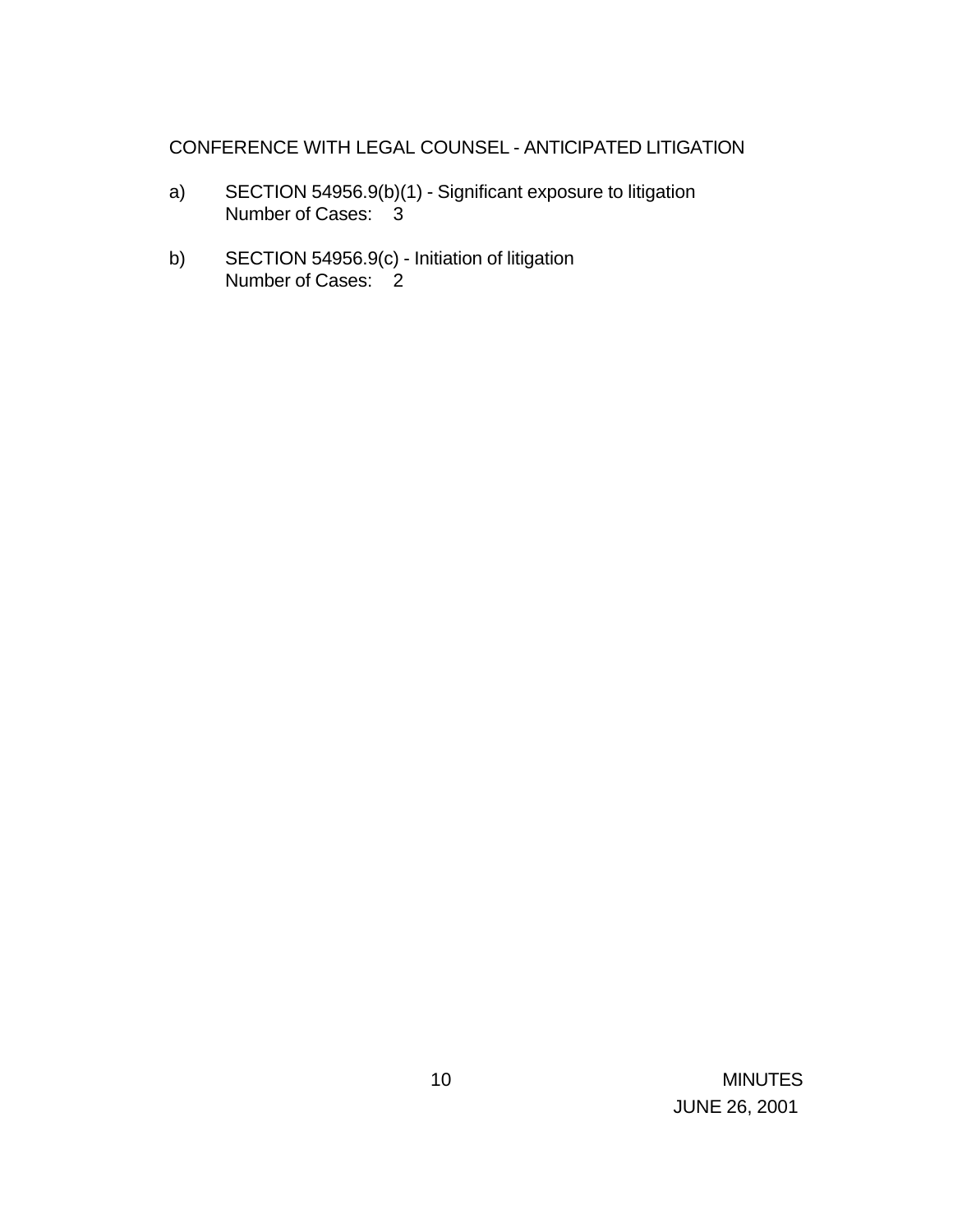CONFERENCE WITH LEGAL COUNSEL - ANTICIPATED LITIGATION

a) SECTION 54956.9(b)(1) - Significant exposure to litigation
   Number of Cases: 3

b) SECTION 54956.9(c) - Initiation of litigation
   Number of Cases: 2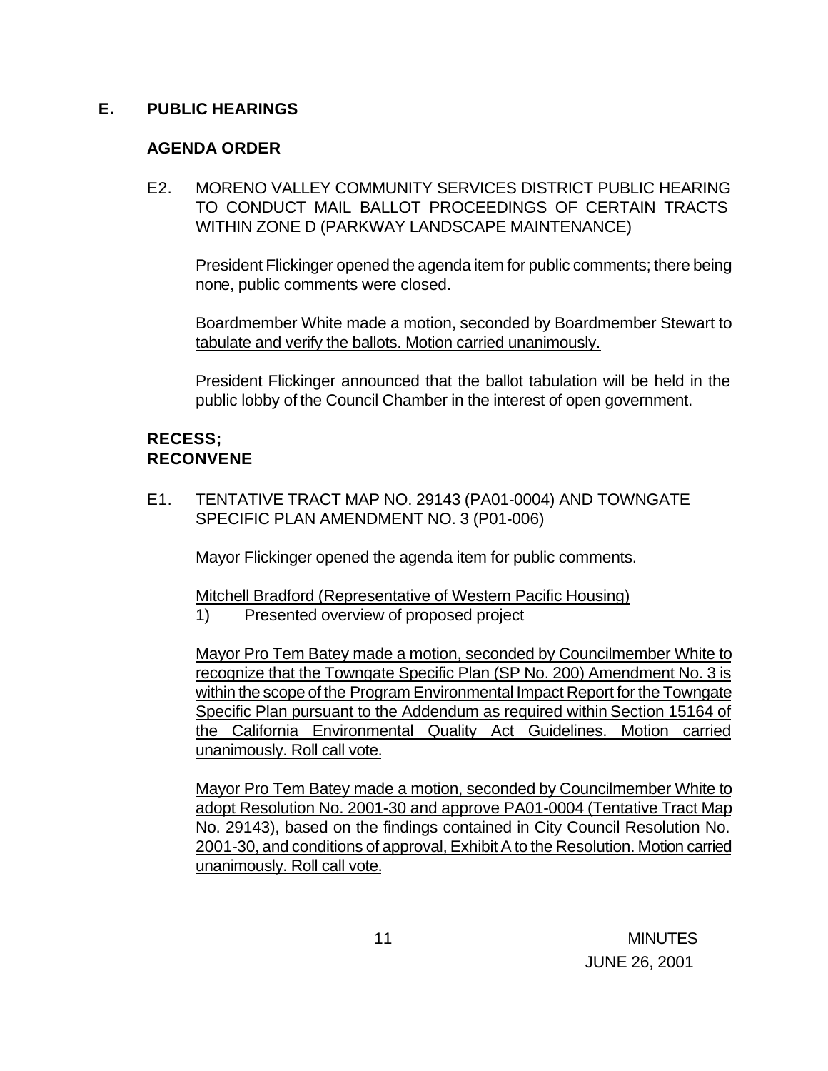## E. PUBLIC HEARINGS

### AGENDA ORDER

E2. MORENO VALLEY COMMUNITY SERVICES DISTRICT PUBLIC HEARING TO CONDUCT MAIL BALLOT PROCEEDINGS OF CERTAIN TRACTS WITHIN ZONE D (PARKWAY LANDSCAPE MAINTENANCE)

President Flickinger opened the agenda item for public comments; there being none, public comments were closed.

Boardmember White made a motion, seconded by Boardmember Stewart to tabulate and verify the ballots. Motion carried unanimously.

President Flickinger announced that the ballot tabulation will be held in the public lobby of the Council Chamber in the interest of open government.

### RECESS; RECONVENE

E1. TENTATIVE TRACT MAP NO. 29143 (PA01-0004) AND TOWNGATE SPECIFIC PLAN AMENDMENT NO. 3 (P01-006)

Mayor Flickinger opened the agenda item for public comments.

Mitchell Bradford (Representative of Western Pacific Housing)

1) Presented overview of proposed project

Mayor Pro Tem Batey made a motion, seconded by Councilmember White to recognize that the Towngate Specific Plan (SP No. 200) Amendment No. 3 is within the scope of the Program Environmental Impact Report for the Towngate Specific Plan pursuant to the Addendum as required within Section 15164 of the California Environmental Quality Act Guidelines. Motion carried unanimously. Roll call vote.

Mayor Pro Tem Batey made a motion, seconded by Councilmember White to adopt Resolution No. 2001-30 and approve PA01-0004 (Tentative Tract Map No. 29143), based on the findings contained in City Council Resolution No. 2001-30, and conditions of approval, Exhibit A to the Resolution. Motion carried unanimously. Roll call vote.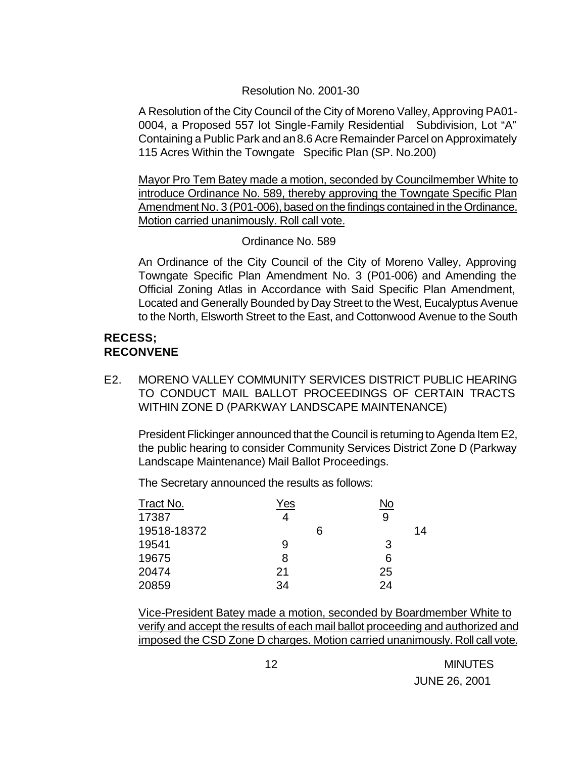Resolution No. 2001-30

A Resolution of the City Council of the City of Moreno Valley, Approving PA01-0004, a Proposed 557 lot Single-Family Residential Subdivision, Lot "A" Containing a Public Park and an 8.6 Acre Remainder Parcel on Approximately 115 Acres Within the Towngate Specific Plan (SP. No.200)

Mayor Pro Tem Batey made a motion, seconded by Councilmember White to introduce Ordinance No. 589, thereby approving the Towngate Specific Plan Amendment No. 3 (P01-006), based on the findings contained in the Ordinance. Motion carried unanimously. Roll call vote.

Ordinance No. 589

An Ordinance of the City Council of the City of Moreno Valley, Approving Towngate Specific Plan Amendment No. 3 (P01-006) and Amending the Official Zoning Atlas in Accordance with Said Specific Plan Amendment, Located and Generally Bounded by Day Street to the West, Eucalyptus Avenue to the North, Elsworth Street to the East, and Cottonwood Avenue to the South

**RECESS; RECONVENE**

E2. MORENO VALLEY COMMUNITY SERVICES DISTRICT PUBLIC HEARING TO CONDUCT MAIL BALLOT PROCEEDINGS OF CERTAIN TRACTS WITHIN ZONE D (PARKWAY LANDSCAPE MAINTENANCE)

President Flickinger announced that the Council is returning to Agenda Item E2, the public hearing to consider Community Services District Zone D (Parkway Landscape Maintenance) Mail Ballot Proceedings.

The Secretary announced the results as follows:

| Tract No. | Yes | No |
|---|---|---|
| 17387 | 4 | 9 |
| 19518-18372 | 6 | 14 |
| 19541 | 9 | 3 |
| 19675 | 8 | 6 |
| 20474 | 21 | 25 |
| 20859 | 34 | 24 |

Vice-President Batey made a motion, seconded by Boardmember White to verify and accept the results of each mail ballot proceeding and authorized and imposed the CSD Zone D charges. Motion carried unanimously. Roll call vote.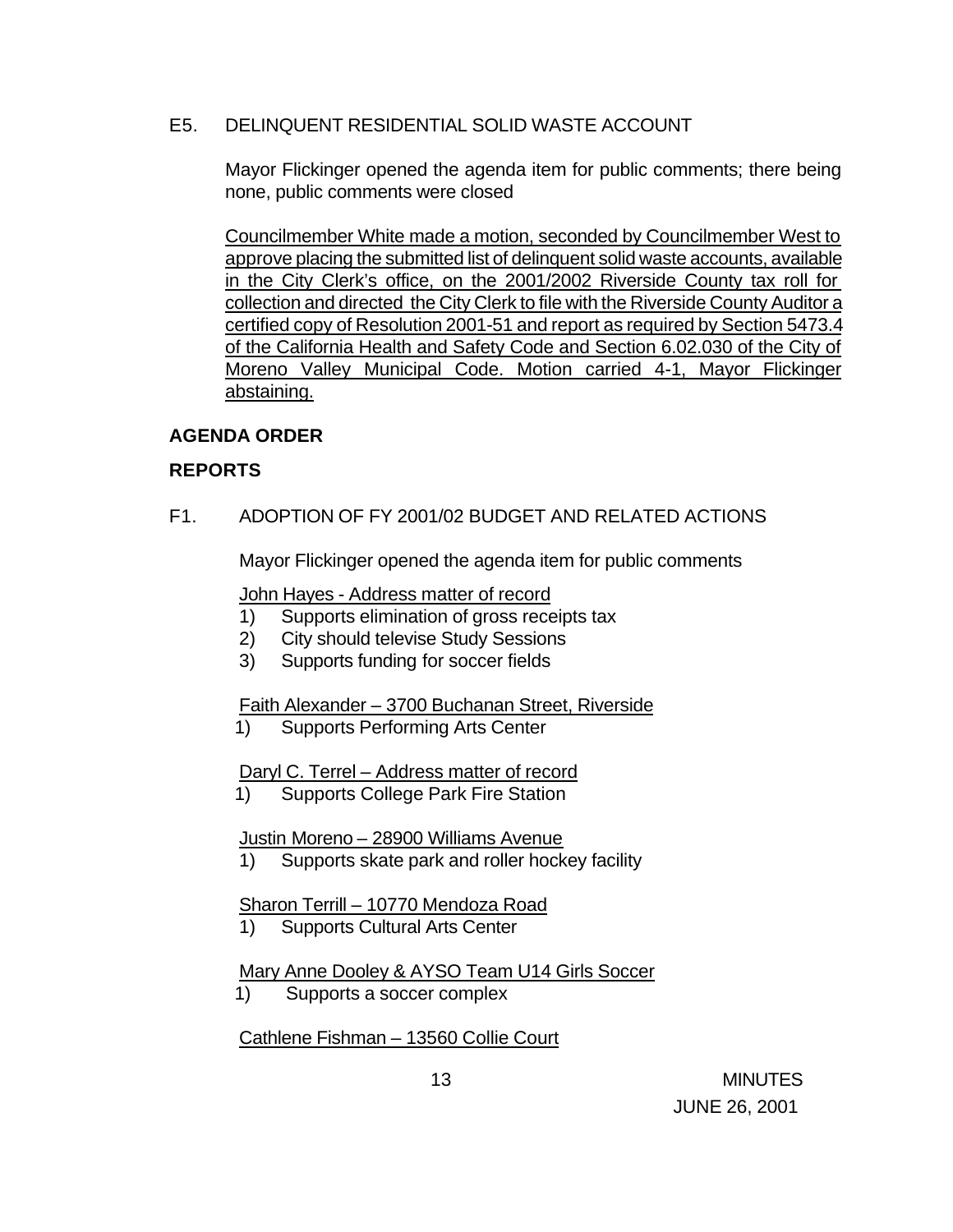E5. DELINQUENT RESIDENTIAL SOLID WASTE ACCOUNT

Mayor Flickinger opened the agenda item for public comments; there being none, public comments were closed

Councilmember White made a motion, seconded by Councilmember West to approve placing the submitted list of delinquent solid waste accounts, available in the City Clerk's office, on the 2001/2002 Riverside County tax roll for collection and directed the City Clerk to file with the Riverside County Auditor a certified copy of Resolution 2001-51 and report as required by Section 5473.4 of the California Health and Safety Code and Section 6.02.030 of the City of Moreno Valley Municipal Code. Motion carried 4-1, Mayor Flickinger abstaining.

**AGENDA ORDER**

**REPORTS**

F1. ADOPTION OF FY 2001/02 BUDGET AND RELATED ACTIONS

Mayor Flickinger opened the agenda item for public comments

John Hayes - Address matter of record

1) Supports elimination of gross receipts tax
2) City should televise Study Sessions
3) Supports funding for soccer fields

Faith Alexander – 3700 Buchanan Street, Riverside

1) Supports Performing Arts Center

Daryl C. Terrel – Address matter of record

1) Supports College Park Fire Station

Justin Moreno – 28900 Williams Avenue

1) Supports skate park and roller hockey facility

Sharon Terrill – 10770 Mendoza Road

1) Supports Cultural Arts Center

Mary Anne Dooley & AYSO Team U14 Girls Soccer

1) Supports a soccer complex

Cathlene Fishman – 13560 Collie Court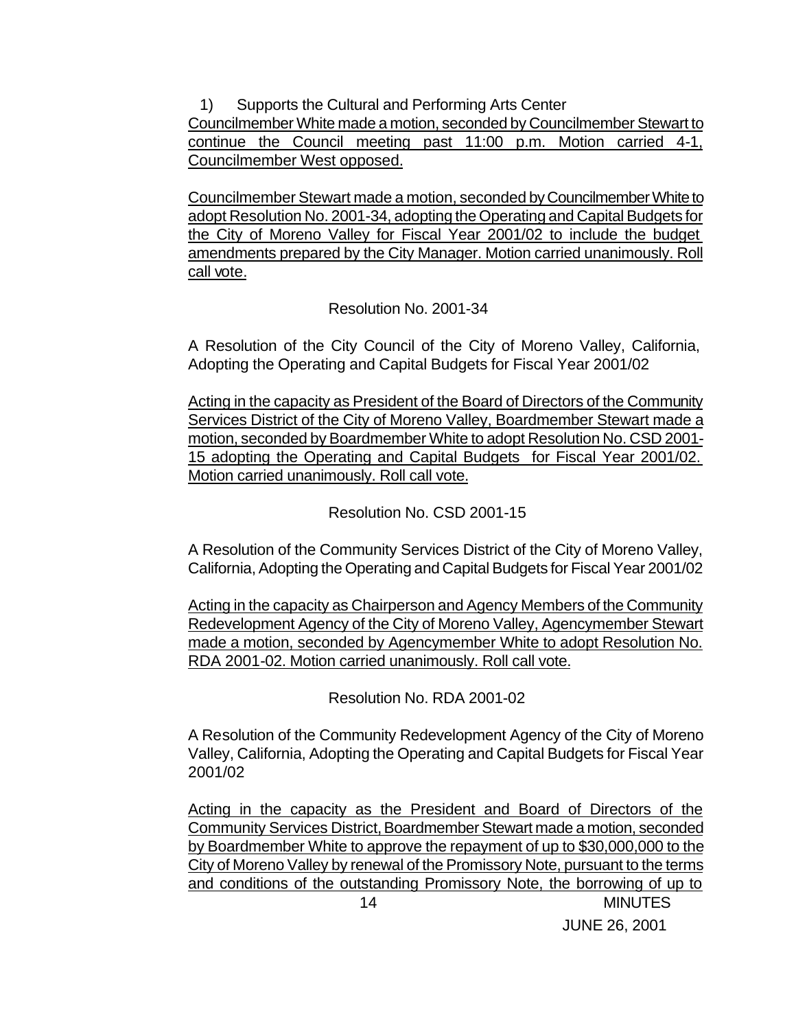1) Supports the Cultural and Performing Arts Center

Councilmember White made a motion, seconded by Councilmember Stewart to continue the Council meeting past 11:00 p.m. Motion carried 4-1, Councilmember West opposed.

Councilmember Stewart made a motion, seconded by Councilmember White to adopt Resolution No. 2001-34, adopting the Operating and Capital Budgets for the City of Moreno Valley for Fiscal Year 2001/02 to include the budget amendments prepared by the City Manager. Motion carried unanimously. Roll call vote.

Resolution No. 2001-34

A Resolution of the City Council of the City of Moreno Valley, California, Adopting the Operating and Capital Budgets for Fiscal Year 2001/02

Acting in the capacity as President of the Board of Directors of the Community Services District of the City of Moreno Valley, Boardmember Stewart made a motion, seconded by Boardmember White to adopt Resolution No. CSD 2001-15 adopting the Operating and Capital Budgets for Fiscal Year 2001/02. Motion carried unanimously. Roll call vote.

Resolution No. CSD 2001-15

A Resolution of the Community Services District of the City of Moreno Valley, California, Adopting the Operating and Capital Budgets for Fiscal Year 2001/02

Acting in the capacity as Chairperson and Agency Members of the Community Redevelopment Agency of the City of Moreno Valley, Agencymember Stewart made a motion, seconded by Agencymember White to adopt Resolution No. RDA 2001-02. Motion carried unanimously. Roll call vote.

Resolution No. RDA 2001-02

A Resolution of the Community Redevelopment Agency of the City of Moreno Valley, California, Adopting the Operating and Capital Budgets for Fiscal Year 2001/02

Acting in the capacity as the President and Board of Directors of the Community Services District, Boardmember Stewart made a motion, seconded by Boardmember White to approve the repayment of up to $30,000,000 to the City of Moreno Valley by renewal of the Promissory Note, pursuant to the terms and conditions of the outstanding Promissory Note, the borrowing of up to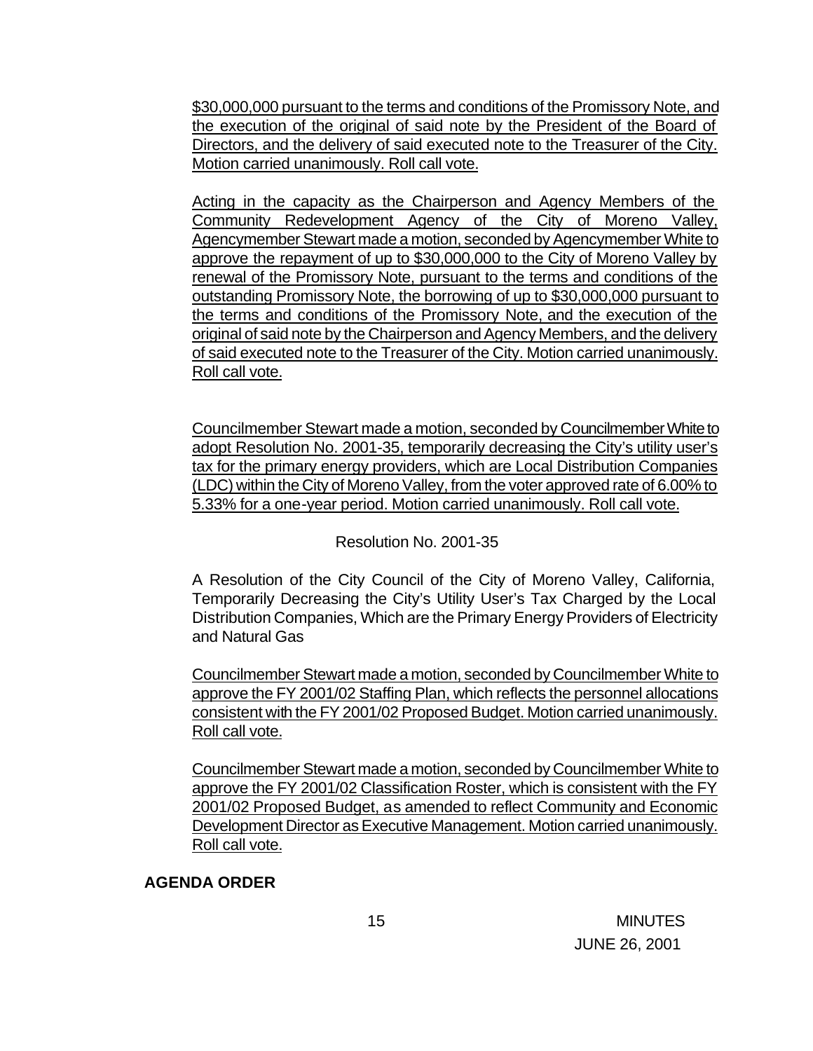$30,000,000 pursuant to the terms and conditions of the Promissory Note, and the execution of the original of said note by the President of the Board of Directors, and the delivery of said executed note to the Treasurer of the City. Motion carried unanimously. Roll call vote.

Acting in the capacity as the Chairperson and Agency Members of the Community Redevelopment Agency of the City of Moreno Valley, Agencymember Stewart made a motion, seconded by Agencymember White to approve the repayment of up to $30,000,000 to the City of Moreno Valley by renewal of the Promissory Note, pursuant to the terms and conditions of the outstanding Promissory Note, the borrowing of up to $30,000,000 pursuant to the terms and conditions of the Promissory Note, and the execution of the original of said note by the Chairperson and Agency Members, and the delivery of said executed note to the Treasurer of the City. Motion carried unanimously. Roll call vote.

Councilmember Stewart made a motion, seconded by Councilmember White to adopt Resolution No. 2001-35, temporarily decreasing the City's utility user's tax for the primary energy providers, which are Local Distribution Companies (LDC) within the City of Moreno Valley, from the voter approved rate of 6.00% to 5.33% for a one-year period. Motion carried unanimously. Roll call vote.

Resolution No. 2001-35

A Resolution of the City Council of the City of Moreno Valley, California, Temporarily Decreasing the City's Utility User's Tax Charged by the Local Distribution Companies, Which are the Primary Energy Providers of Electricity and Natural Gas

Councilmember Stewart made a motion, seconded by Councilmember White to approve the FY 2001/02 Staffing Plan, which reflects the personnel allocations consistent with the FY 2001/02 Proposed Budget. Motion carried unanimously. Roll call vote.

Councilmember Stewart made a motion, seconded by Councilmember White to approve the FY 2001/02 Classification Roster, which is consistent with the FY 2001/02 Proposed Budget, as amended to reflect Community and Economic Development Director as Executive Management. Motion carried unanimously. Roll call vote.

**AGENDA ORDER**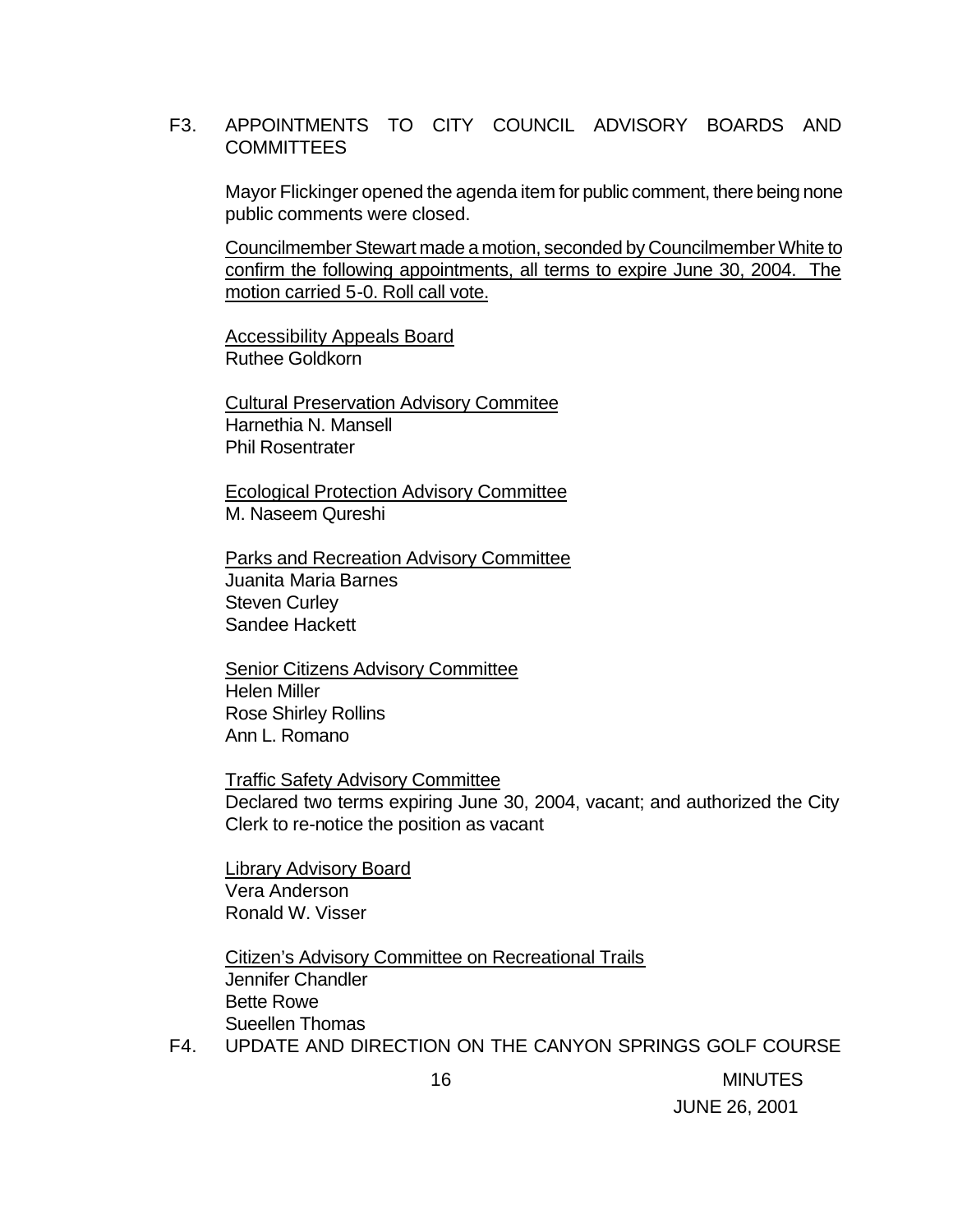F3. APPOINTMENTS TO CITY COUNCIL ADVISORY BOARDS AND COMMITTEES

Mayor Flickinger opened the agenda item for public comment, there being none public comments were closed.

Councilmember Stewart made a motion, seconded by Councilmember White to confirm the following appointments, all terms to expire June 30, 2004. The motion carried 5-0. Roll call vote.

Accessibility Appeals Board
Ruthee Goldkorn

Cultural Preservation Advisory Commitee
Harnethia N. Mansell
Phil Rosentrater

Ecological Protection Advisory Committee
M. Naseem Qureshi

Parks and Recreation Advisory Committee
Juanita Maria Barnes
Steven Curley
Sandee Hackett

Senior Citizens Advisory Committee
Helen Miller
Rose Shirley Rollins
Ann L. Romano

Traffic Safety Advisory Committee
Declared two terms expiring June 30, 2004, vacant; and authorized the City Clerk to re-notice the position as vacant

Library Advisory Board
Vera Anderson
Ronald W. Visser

Citizen's Advisory Committee on Recreational Trails
Jennifer Chandler
Bette Rowe
Sueellen Thomas

F4. UPDATE AND DIRECTION ON THE CANYON SPRINGS GOLF COURSE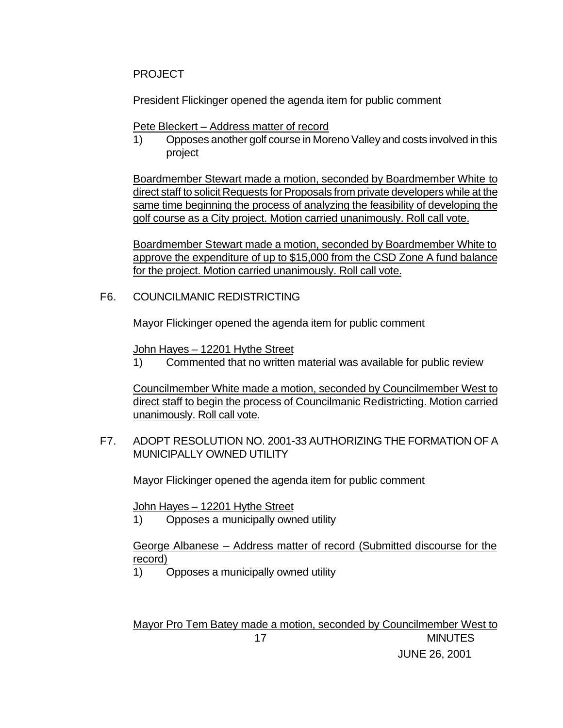PROJECT

President Flickinger opened the agenda item for public comment

Pete Bleckert – Address matter of record

1) Opposes another golf course in Moreno Valley and costs involved in this project

Boardmember Stewart made a motion, seconded by Boardmember White to direct staff to solicit Requests for Proposals from private developers while at the same time beginning the process of analyzing the feasibility of developing the golf course as a City project. Motion carried unanimously. Roll call vote.

Boardmember Stewart made a motion, seconded by Boardmember White to approve the expenditure of up to $15,000 from the CSD Zone A fund balance for the project. Motion carried unanimously. Roll call vote.

F6. COUNCILMANIC REDISTRICTING

Mayor Flickinger opened the agenda item for public comment

John Hayes – 12201 Hythe Street

1) Commented that no written material was available for public review

Councilmember White made a motion, seconded by Councilmember West to direct staff to begin the process of Councilmanic Redistricting. Motion carried unanimously. Roll call vote.

F7. ADOPT RESOLUTION NO. 2001-33 AUTHORIZING THE FORMATION OF A MUNICIPALLY OWNED UTILITY

Mayor Flickinger opened the agenda item for public comment

John Hayes – 12201 Hythe Street

1) Opposes a municipally owned utility

George Albanese – Address matter of record (Submitted discourse for the record)

1) Opposes a municipally owned utility

Mayor Pro Tem Batey made a motion, seconded by Councilmember West to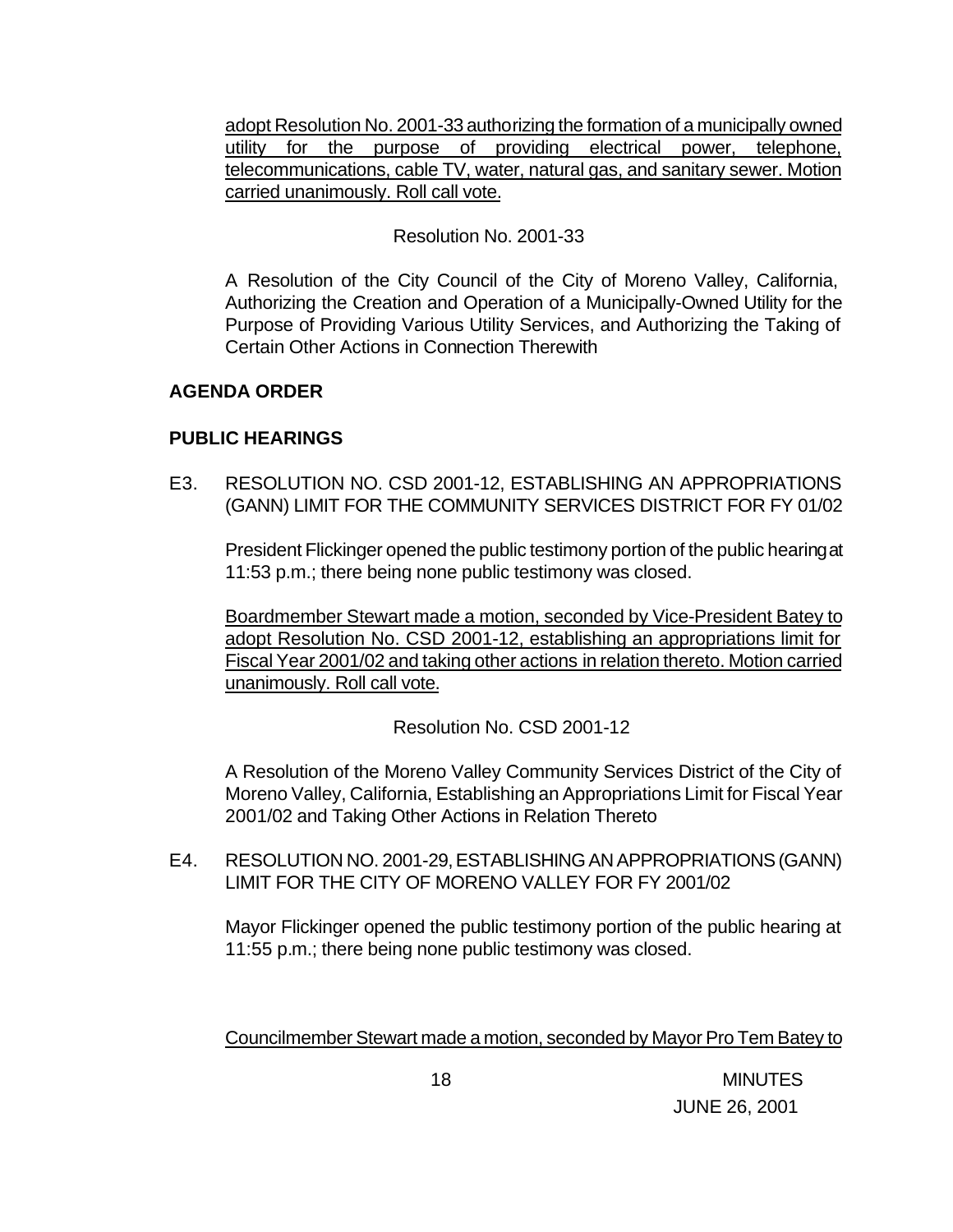adopt Resolution No. 2001-33 authorizing the formation of a municipally owned utility for the purpose of providing electrical power, telephone, telecommunications, cable TV, water, natural gas, and sanitary sewer. Motion carried unanimously. Roll call vote.

Resolution No. 2001-33

A Resolution of the City Council of the City of Moreno Valley, California, Authorizing the Creation and Operation of a Municipally-Owned Utility for the Purpose of Providing Various Utility Services, and Authorizing the Taking of Certain Other Actions in Connection Therewith

**AGENDA ORDER**

**PUBLIC HEARINGS**

E3. RESOLUTION NO. CSD 2001-12, ESTABLISHING AN APPROPRIATIONS (GANN) LIMIT FOR THE COMMUNITY SERVICES DISTRICT FOR FY 01/02

President Flickinger opened the public testimony portion of the public hearing at 11:53 p.m.; there being none public testimony was closed.

Boardmember Stewart made a motion, seconded by Vice-President Batey to adopt Resolution No. CSD 2001-12, establishing an appropriations limit for Fiscal Year 2001/02 and taking other actions in relation thereto. Motion carried unanimously. Roll call vote.

Resolution No. CSD 2001-12

A Resolution of the Moreno Valley Community Services District of the City of Moreno Valley, California, Establishing an Appropriations Limit for Fiscal Year 2001/02 and Taking Other Actions in Relation Thereto

E4. RESOLUTION NO. 2001-29, ESTABLISHING AN APPROPRIATIONS (GANN) LIMIT FOR THE CITY OF MORENO VALLEY FOR FY 2001/02

Mayor Flickinger opened the public testimony portion of the public hearing at 11:55 p.m.; there being none public testimony was closed.

Councilmember Stewart made a motion, seconded by Mayor Pro Tem Batey to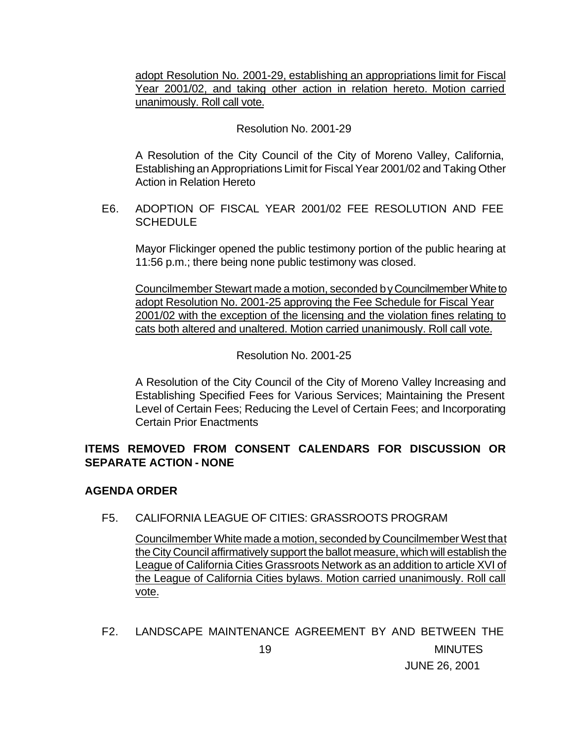adopt Resolution No. 2001-29, establishing an appropriations limit for Fiscal Year 2001/02, and taking other action in relation hereto. Motion carried unanimously. Roll call vote.

Resolution No. 2001-29

A Resolution of the City Council of the City of Moreno Valley, California, Establishing an Appropriations Limit for Fiscal Year 2001/02 and Taking Other Action in Relation Hereto

E6. ADOPTION OF FISCAL YEAR 2001/02 FEE RESOLUTION AND FEE SCHEDULE

Mayor Flickinger opened the public testimony portion of the public hearing at 11:56 p.m.; there being none public testimony was closed.

Councilmember Stewart made a motion, seconded by Councilmember White to adopt Resolution No. 2001-25 approving the Fee Schedule for Fiscal Year 2001/02 with the exception of the licensing and the violation fines relating to cats both altered and unaltered. Motion carried unanimously. Roll call vote.

Resolution No. 2001-25

A Resolution of the City Council of the City of Moreno Valley Increasing and Establishing Specified Fees for Various Services; Maintaining the Present Level of Certain Fees; Reducing the Level of Certain Fees; and Incorporating Certain Prior Enactments

**ITEMS REMOVED FROM CONSENT CALENDARS FOR DISCUSSION OR SEPARATE ACTION - NONE**

**AGENDA ORDER**

F5. CALIFORNIA LEAGUE OF CITIES: GRASSROOTS PROGRAM

Councilmember White made a motion, seconded by Councilmember West that the City Council affirmatively support the ballot measure, which will establish the League of California Cities Grassroots Network as an addition to article XVI of the League of California Cities bylaws. Motion carried unanimously. Roll call vote.

F2. LANDSCAPE MAINTENANCE AGREEMENT BY AND BETWEEN THE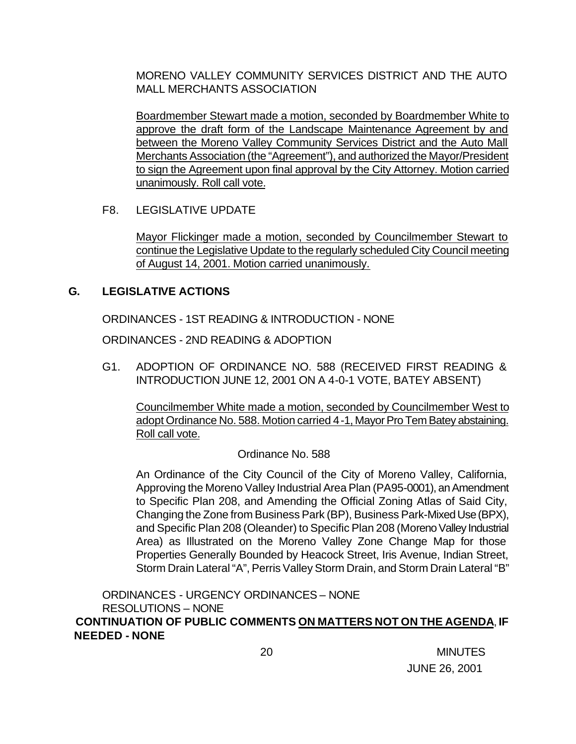MORENO VALLEY COMMUNITY SERVICES DISTRICT AND THE AUTO MALL MERCHANTS ASSOCIATION

Boardmember Stewart made a motion, seconded by Boardmember White to approve the draft form of the Landscape Maintenance Agreement by and between the Moreno Valley Community Services District and the Auto Mall Merchants Association (the "Agreement"), and authorized the Mayor/President to sign the Agreement upon final approval by the City Attorney. Motion carried unanimously. Roll call vote.

F8. LEGISLATIVE UPDATE

Mayor Flickinger made a motion, seconded by Councilmember Stewart to continue the Legislative Update to the regularly scheduled City Council meeting of August 14, 2001. Motion carried unanimously.

## G. LEGISLATIVE ACTIONS

ORDINANCES - 1ST READING & INTRODUCTION - NONE

ORDINANCES - 2ND READING & ADOPTION

G1. ADOPTION OF ORDINANCE NO. 588 (RECEIVED FIRST READING & INTRODUCTION JUNE 12, 2001 ON A 4-0-1 VOTE, BATEY ABSENT)

Councilmember White made a motion, seconded by Councilmember West to adopt Ordinance No. 588. Motion carried 4-1, Mayor Pro Tem Batey abstaining. Roll call vote.

Ordinance No. 588

An Ordinance of the City Council of the City of Moreno Valley, California, Approving the Moreno Valley Industrial Area Plan (PA95-0001), an Amendment to Specific Plan 208, and Amending the Official Zoning Atlas of Said City, Changing the Zone from Business Park (BP), Business Park-Mixed Use (BPX), and Specific Plan 208 (Oleander) to Specific Plan 208 (Moreno Valley Industrial Area) as Illustrated on the Moreno Valley Zone Change Map for those Properties Generally Bounded by Heacock Street, Iris Avenue, Indian Street, Storm Drain Lateral "A", Perris Valley Storm Drain, and Storm Drain Lateral "B"

ORDINANCES - URGENCY ORDINANCES – NONE

RESOLUTIONS – NONE

**CONTINUATION OF PUBLIC COMMENTS ON MATTERS NOT ON THE AGENDA, IF NEEDED - NONE**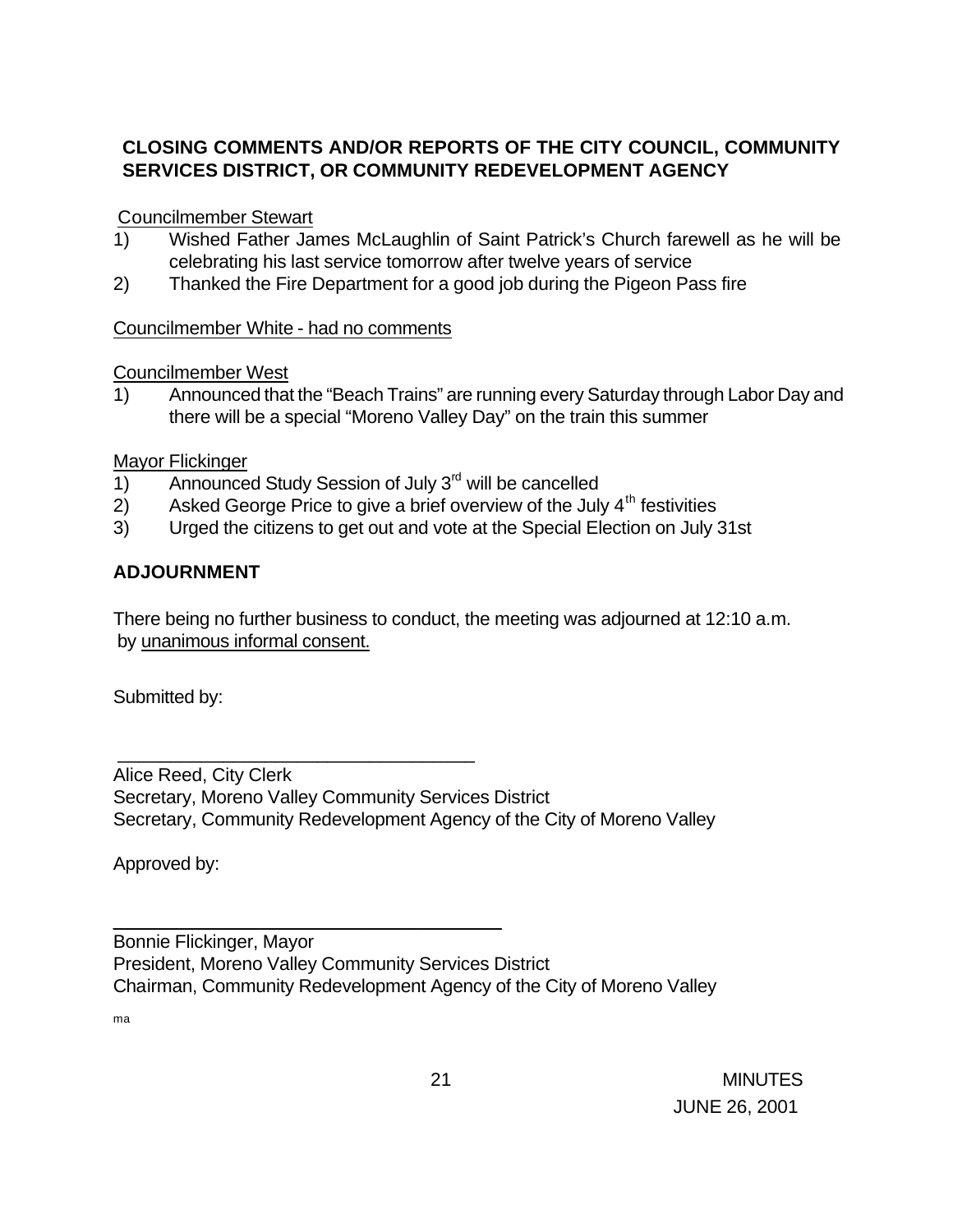## CLOSING COMMENTS AND/OR REPORTS OF THE CITY COUNCIL, COMMUNITY SERVICES DISTRICT, OR COMMUNITY REDEVELOPMENT AGENCY

Councilmember Stewart

1) Wished Father James McLaughlin of Saint Patrick's Church farewell as he will be celebrating his last service tomorrow after twelve years of service
2) Thanked the Fire Department for a good job during the Pigeon Pass fire

Councilmember White - had no comments

Councilmember West

1) Announced that the "Beach Trains" are running every Saturday through Labor Day and there will be a special "Moreno Valley Day" on the train this summer

Mayor Flickinger

1) Announced Study Session of July 3rd will be cancelled
2) Asked George Price to give a brief overview of the July 4th festivities
3) Urged the citizens to get out and vote at the Special Election on July 31st

## ADJOURNMENT

There being no further business to conduct, the meeting was adjourned at 12:10 a.m. by unanimous informal consent.

Submitted by:

\_\_\_\_\_\_\_\_\_\_\_\_\_\_\_\_\_\_\_\_\_\_\_\_\_\_\_\_\_\_\_\_\_\_\_\_

Alice Reed, City Clerk
Secretary, Moreno Valley Community Services District
Secretary, Community Redevelopment Agency of the City of Moreno Valley

Approved by:

\_\_\_\_\_\_\_\_\_\_\_\_\_\_\_\_\_\_\_\_\_\_\_\_\_\_\_\_\_\_\_\_\_\_\_\_

Bonnie Flickinger, Mayor
President, Moreno Valley Community Services District
Chairman, Community Redevelopment Agency of the City of Moreno Valley

ma

MINUTES
JUNE 26, 2001